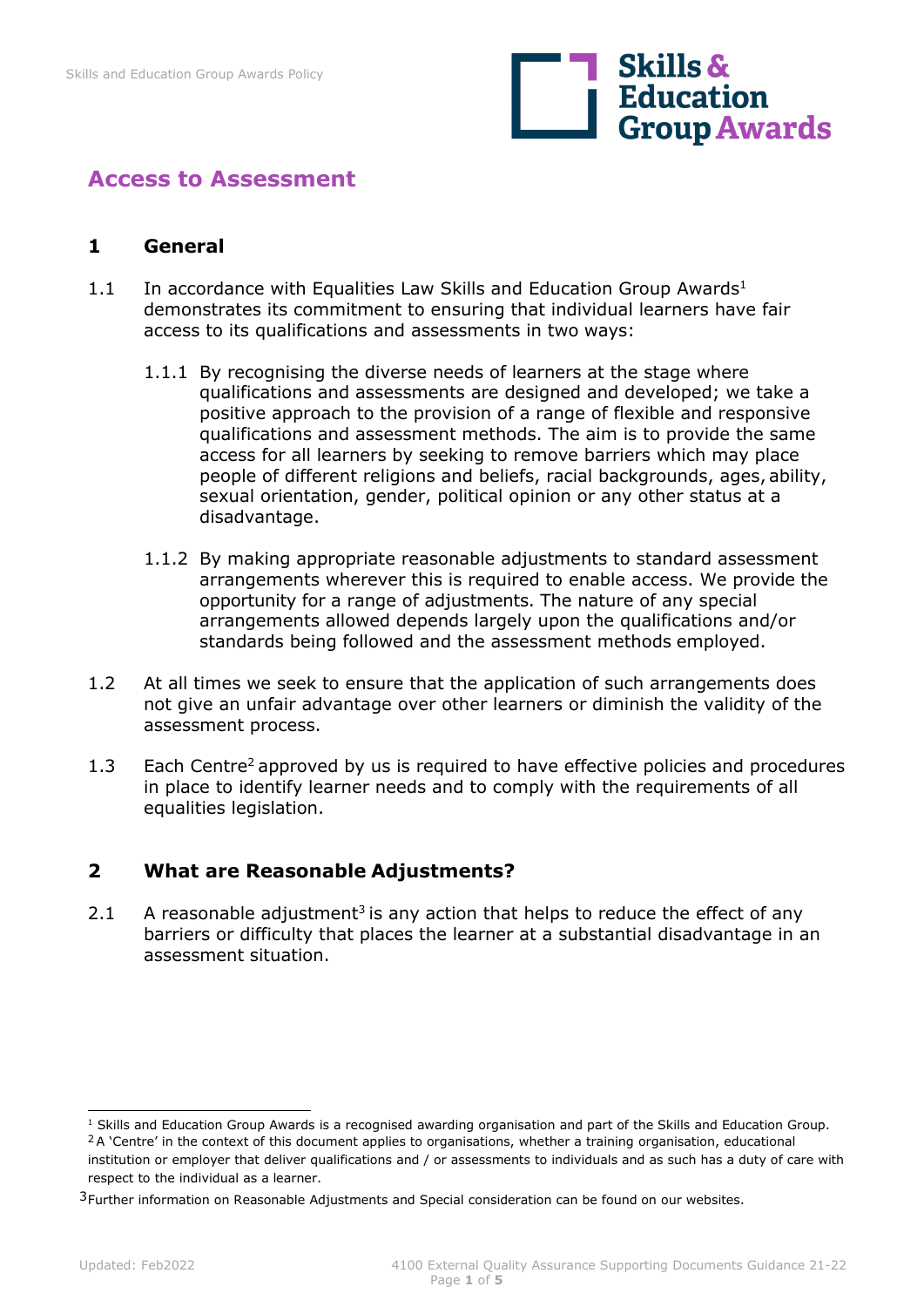## Access to Assessment

### 1 General

1.1 In accordance with Equalities Law Skills and Education Group Awards[1] demonstrates its commitment to ensuring that individual learners have fair access to its qualifications and assessments in two ways:

1.1.1 By recognising the diverse needs of learners at the stage where qualifications and assessments are designed and developed; we take a positive approach to the provision of a range of flexible and responsive qualifications and assessment methods. The aim is to provide the same access for all learners by seeking to remove barriers which may place people of different religions and beliefs, racial backgrounds, ages, ability, sexual orientation, gender, political opinion or any other status at a disadvantage.

1.1.2 By making appropriate reasonable adjustments to standard assessment arrangements wherever this is required to enable access. We provide the opportunity for a range of adjustments. The nature of any special arrangements allowed depends largely upon the qualifications and/or standards being followed and the assessment methods employed.

1.2 At all times we seek to ensure that the application of such arrangements does not give an unfair advantage over other learners or diminish the validity of the assessment process.

1.3 Each Centre[2] approved by us is required to have effective policies and procedures in place to identify learner needs and to comply with the requirements of all equalities legislation.

### 2 What are Reasonable Adjustments?

2.1 A reasonable adjustment[3] is any action that helps to reduce the effect of any barriers or difficulty that places the learner at a substantial disadvantage in an assessment situation.

---

[1] Skills and Education Group Awards is a recognised awarding organisation and part of the Skills and Education Group.

[2] A 'Centre' in the context of this document applies to organisations, whether a training organisation, educational institution or employer that deliver qualifications and / or assessments to individuals and as such has a duty of care with respect to the individual as a learner.

[3] Further information on Reasonable Adjustments and Special consideration can be found on our websites.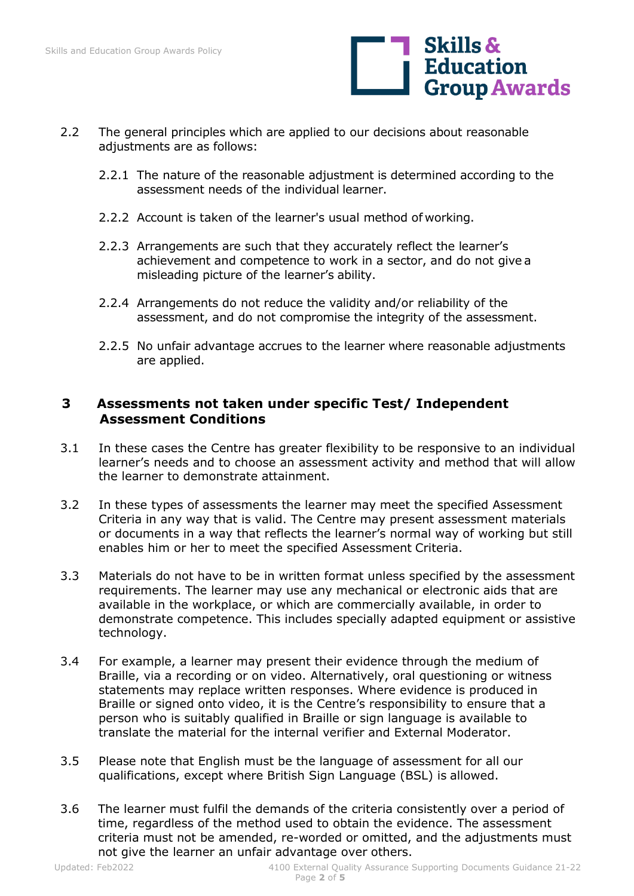2.2 The general principles which are applied to our decisions about reasonable adjustments are as follows:

- 2.2.1 The nature of the reasonable adjustment is determined according to the assessment needs of the individual learner.
- 2.2.2 Account is taken of the learner's usual method of working.
- 2.2.3 Arrangements are such that they accurately reflect the learner's achievement and competence to work in a sector, and do not give a misleading picture of the learner's ability.
- 2.2.4 Arrangements do not reduce the validity and/or reliability of the assessment, and do not compromise the integrity of the assessment.
- 2.2.5 No unfair advantage accrues to the learner where reasonable adjustments are applied.

## 3 Assessments not taken under specific Test/ Independent Assessment Conditions

3.1 In these cases the Centre has greater flexibility to be responsive to an individual learner's needs and to choose an assessment activity and method that will allow the learner to demonstrate attainment.

3.2 In these types of assessments the learner may meet the specified Assessment Criteria in any way that is valid. The Centre may present assessment materials or documents in a way that reflects the learner's normal way of working but still enables him or her to meet the specified Assessment Criteria.

3.3 Materials do not have to be in written format unless specified by the assessment requirements. The learner may use any mechanical or electronic aids that are available in the workplace, or which are commercially available, in order to demonstrate competence. This includes specially adapted equipment or assistive technology.

3.4 For example, a learner may present their evidence through the medium of Braille, via a recording or on video. Alternatively, oral questioning or witness statements may replace written responses. Where evidence is produced in Braille or signed onto video, it is the Centre's responsibility to ensure that a person who is suitably qualified in Braille or sign language is available to translate the material for the internal verifier and External Moderator.

3.5 Please note that English must be the language of assessment for all our qualifications, except where British Sign Language (BSL) is allowed.

3.6 The learner must fulfil the demands of the criteria consistently over a period of time, regardless of the method used to obtain the evidence. The assessment criteria must not be amended, re-worded or omitted, and the adjustments must not give the learner an unfair advantage over others.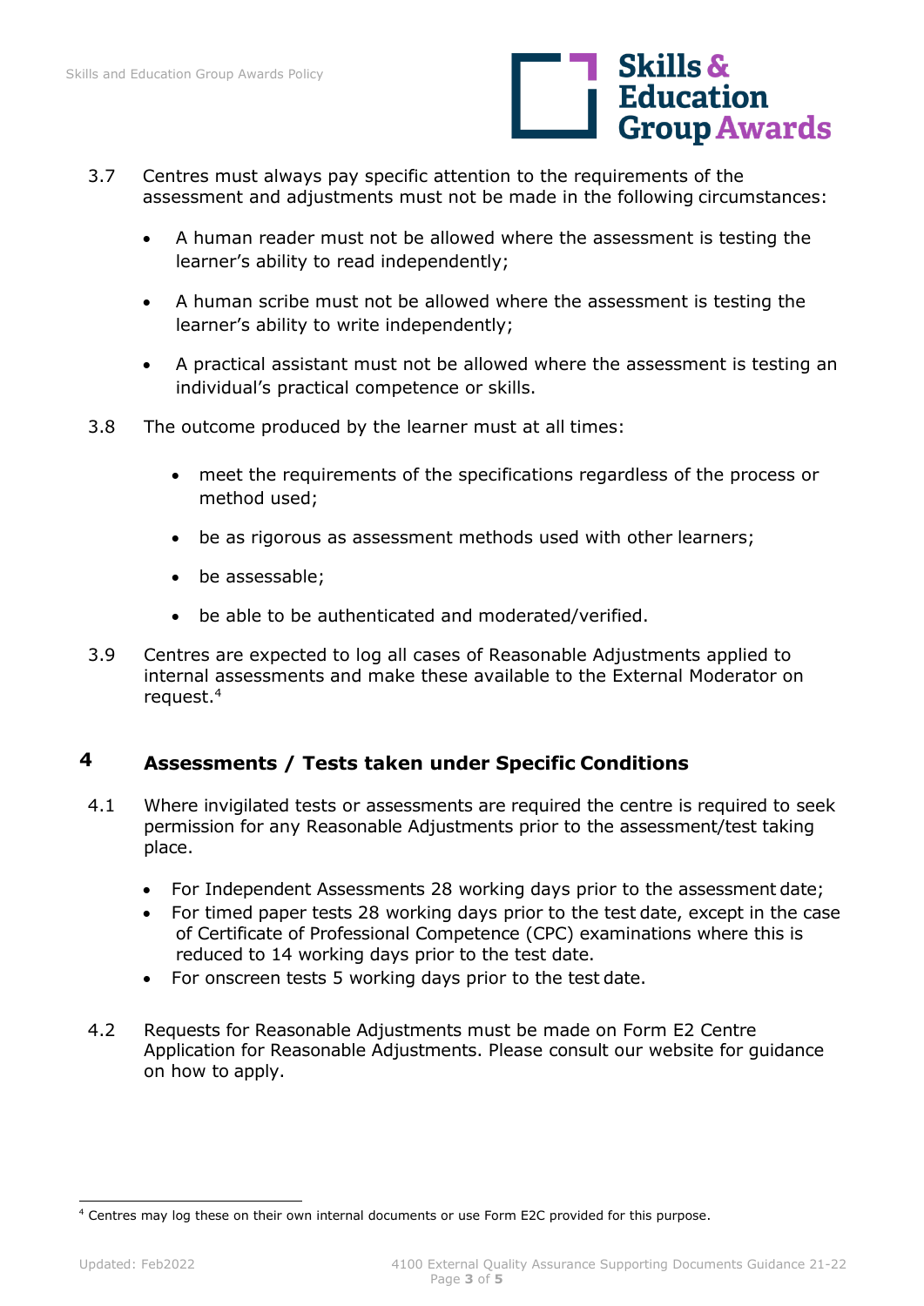3.7 Centres must always pay specific attention to the requirements of the assessment and adjustments must not be made in the following circumstances:

- A human reader must not be allowed where the assessment is testing the learner's ability to read independently;
- A human scribe must not be allowed where the assessment is testing the learner's ability to write independently;
- A practical assistant must not be allowed where the assessment is testing an individual's practical competence or skills.

3.8 The outcome produced by the learner must at all times:

- meet the requirements of the specifications regardless of the process or method used;
- be as rigorous as assessment methods used with other learners;
- be assessable;
- be able to be authenticated and moderated/verified.

3.9 Centres are expected to log all cases of Reasonable Adjustments applied to internal assessments and make these available to the External Moderator on request.[4]

## 4 Assessments / Tests taken under Specific Conditions

4.1 Where invigilated tests or assessments are required the centre is required to seek permission for any Reasonable Adjustments prior to the assessment/test taking place.

- For Independent Assessments 28 working days prior to the assessment date;
- For timed paper tests 28 working days prior to the test date, except in the case of Certificate of Professional Competence (CPC) examinations where this is reduced to 14 working days prior to the test date.
- For onscreen tests 5 working days prior to the test date.

4.2 Requests for Reasonable Adjustments must be made on Form E2 Centre Application for Reasonable Adjustments. Please consult our website for guidance on how to apply.

[4] Centres may log these on their own internal documents or use Form E2C provided for this purpose.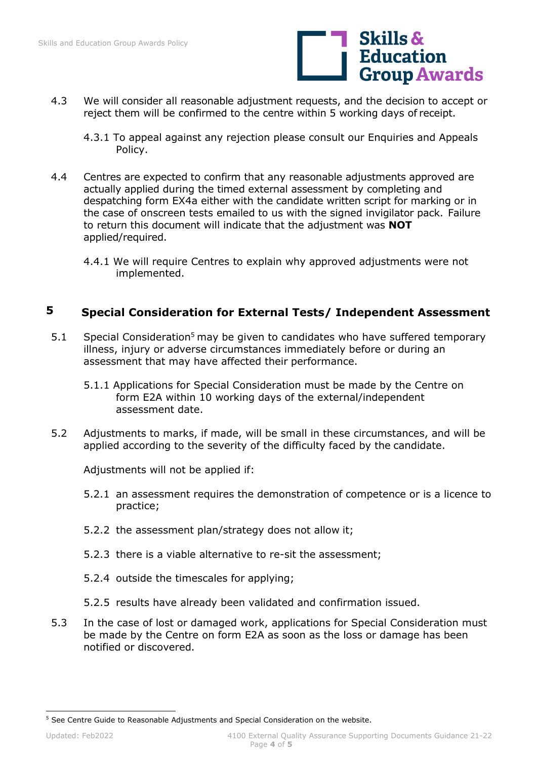4.3 We will consider all reasonable adjustment requests, and the decision to accept or reject them will be confirmed to the centre within 5 working days of receipt.

4.3.1 To appeal against any rejection please consult our Enquiries and Appeals Policy.

4.4 Centres are expected to confirm that any reasonable adjustments approved are actually applied during the timed external assessment by completing and despatching form EX4a either with the candidate written script for marking or in the case of onscreen tests emailed to us with the signed invigilator pack. Failure to return this document will indicate that the adjustment was **NOT** applied/required.

4.4.1 We will require Centres to explain why approved adjustments were not implemented.

## 5 Special Consideration for External Tests/ Independent Assessment

5.1 Special Consideration[5] may be given to candidates who have suffered temporary illness, injury or adverse circumstances immediately before or during an assessment that may have affected their performance.

5.1.1 Applications for Special Consideration must be made by the Centre on form E2A within 10 working days of the external/independent assessment date.

5.2 Adjustments to marks, if made, will be small in these circumstances, and will be applied according to the severity of the difficulty faced by the candidate.

Adjustments will not be applied if:

5.2.1 an assessment requires the demonstration of competence or is a licence to practice;

5.2.2 the assessment plan/strategy does not allow it;

5.2.3 there is a viable alternative to re-sit the assessment;

5.2.4 outside the timescales for applying;

5.2.5 results have already been validated and confirmation issued.

5.3 In the case of lost or damaged work, applications for Special Consideration must be made by the Centre on form E2A as soon as the loss or damage has been notified or discovered.

[5] See Centre Guide to Reasonable Adjustments and Special Consideration on the website.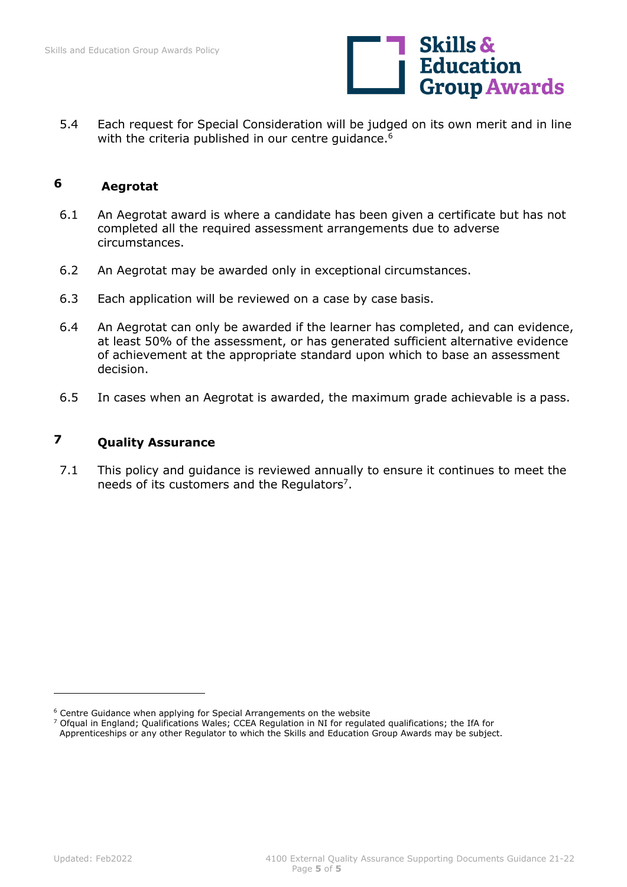5.4 Each request for Special Consideration will be judged on its own merit and in line with the criteria published in our centre guidance.[6]

## 6 Aegrotat

6.1 An Aegrotat award is where a candidate has been given a certificate but has not completed all the required assessment arrangements due to adverse circumstances.

6.2 An Aegrotat may be awarded only in exceptional circumstances.

6.3 Each application will be reviewed on a case by case basis.

6.4 An Aegrotat can only be awarded if the learner has completed, and can evidence, at least 50% of the assessment, or has generated sufficient alternative evidence of achievement at the appropriate standard upon which to base an assessment decision.

6.5 In cases when an Aegrotat is awarded, the maximum grade achievable is a pass.

## 7 Quality Assurance

7.1 This policy and guidance is reviewed annually to ensure it continues to meet the needs of its customers and the Regulators[7].

---

[6] Centre Guidance when applying for Special Arrangements on the website

[7] Ofqual in England; Qualifications Wales; CCEA Regulation in NI for regulated qualifications; the IfA for Apprenticeships or any other Regulator to which the Skills and Education Group Awards may be subject.